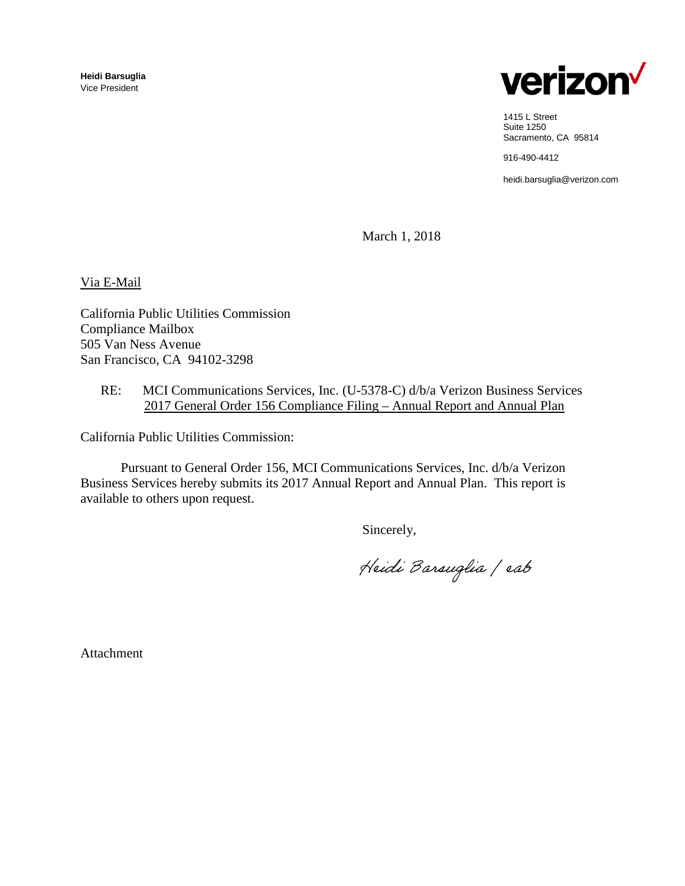**Heidi Barsuglia**
Vice President

verizon

1415 L Street
Suite 1250
Sacramento, CA 95814

916-490-4412

heidi.barsuglia@verizon.com

March 1, 2018

Via E-Mail

California Public Utilities Commission
Compliance Mailbox
505 Van Ness Avenue
San Francisco, CA 94102-3298

RE: MCI Communications Services, Inc. (U-5378-C) d/b/a Verizon Business Services
2017 General Order 156 Compliance Filing – Annual Report and Annual Plan

California Public Utilities Commission:

Pursuant to General Order 156, MCI Communications Services, Inc. d/b/a Verizon Business Services hereby submits its 2017 Annual Report and Annual Plan. This report is available to others upon request.

Sincerely,

*Heidi Barsuglia / eab*

Attachment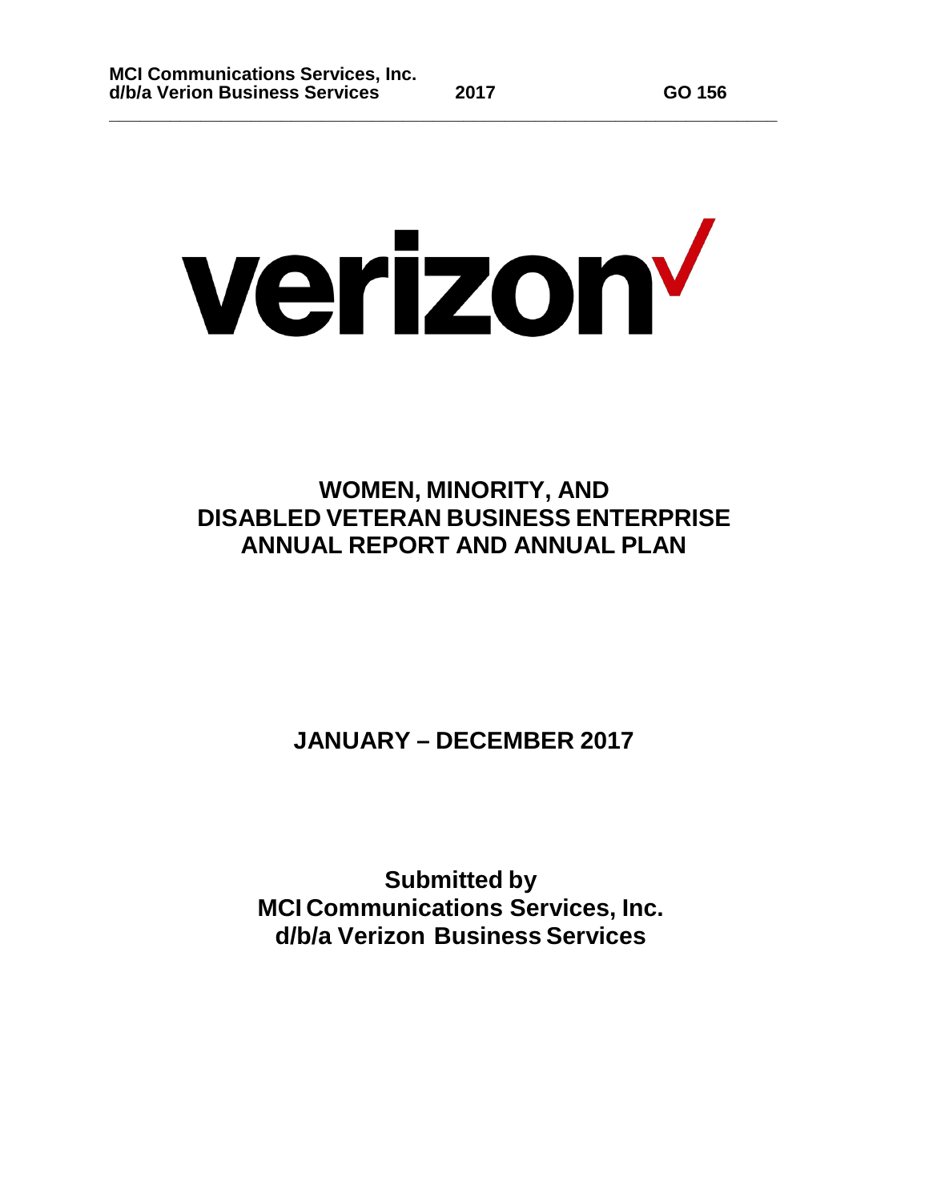verizon✓

# WOMEN, MINORITY, AND DISABLED VETERAN BUSINESS ENTERPRISE ANNUAL REPORT AND ANNUAL PLAN

## JANUARY – DECEMBER 2017

**Submitted by**
**MCI Communications Services, Inc.**
**d/b/a Verizon Business Services**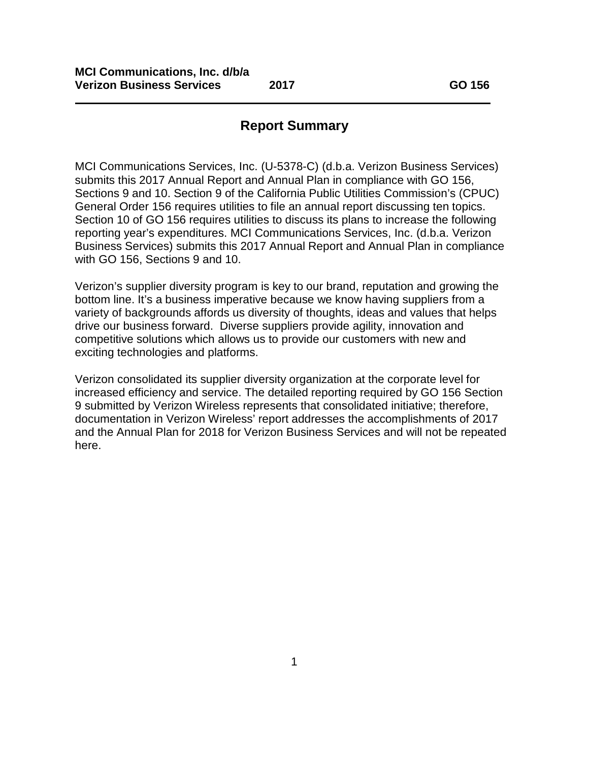# Report Summary

MCI Communications Services, Inc. (U-5378-C) (d.b.a. Verizon Business Services) submits this 2017 Annual Report and Annual Plan in compliance with GO 156, Sections 9 and 10. Section 9 of the California Public Utilities Commission's (CPUC) General Order 156 requires utilities to file an annual report discussing ten topics. Section 10 of GO 156 requires utilities to discuss its plans to increase the following reporting year's expenditures. MCI Communications Services, Inc. (d.b.a. Verizon Business Services) submits this 2017 Annual Report and Annual Plan in compliance with GO 156, Sections 9 and 10.

Verizon's supplier diversity program is key to our brand, reputation and growing the bottom line. It's a business imperative because we know having suppliers from a variety of backgrounds affords us diversity of thoughts, ideas and values that helps drive our business forward. Diverse suppliers provide agility, innovation and competitive solutions which allows us to provide our customers with new and exciting technologies and platforms.

Verizon consolidated its supplier diversity organization at the corporate level for increased efficiency and service. The detailed reporting required by GO 156 Section 9 submitted by Verizon Wireless represents that consolidated initiative; therefore, documentation in Verizon Wireless' report addresses the accomplishments of 2017 and the Annual Plan for 2018 for Verizon Business Services and will not be repeated here.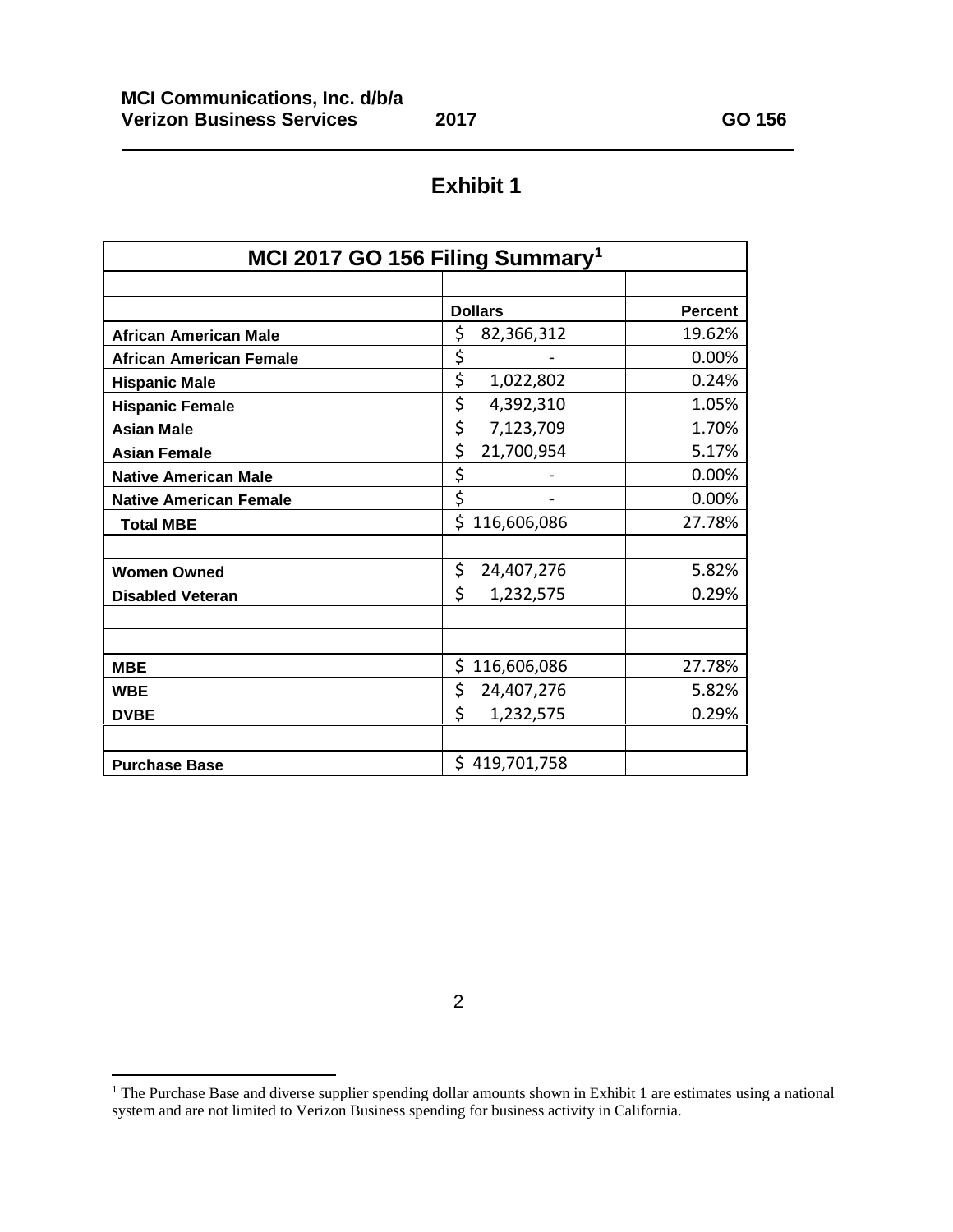## Exhibit 1

| MCI 2017 GO 156 Filing Summary[1] | | |
|---|---|---|
| | **Dollars** | **Percent** |
| **African American Male** | $ 82,366,312 | 19.62% |
| **African American Female** | $ - | 0.00% |
| **Hispanic Male** | $ 1,022,802 | 0.24% |
| **Hispanic Female** | $ 4,392,310 | 1.05% |
| **Asian Male** | $ 7,123,709 | 1.70% |
| **Asian Female** | $ 21,700,954 | 5.17% |
| **Native American Male** | $ - | 0.00% |
| **Native American Female** | $ - | 0.00% |
| **Total MBE** | $ 116,606,086 | 27.78% |
| | | |
| **Women Owned** | $ 24,407,276 | 5.82% |
| **Disabled Veteran** | $ 1,232,575 | 0.29% |
| | | |
| | | |
| **MBE** | $ 116,606,086 | 27.78% |
| **WBE** | $ 24,407,276 | 5.82% |
| **DVBE** | $ 1,232,575 | 0.29% |
| | | |
| **Purchase Base** | $ 419,701,758 | |

[1] The Purchase Base and diverse supplier spending dollar amounts shown in Exhibit 1 are estimates using a national system and are not limited to Verizon Business spending for business activity in California.